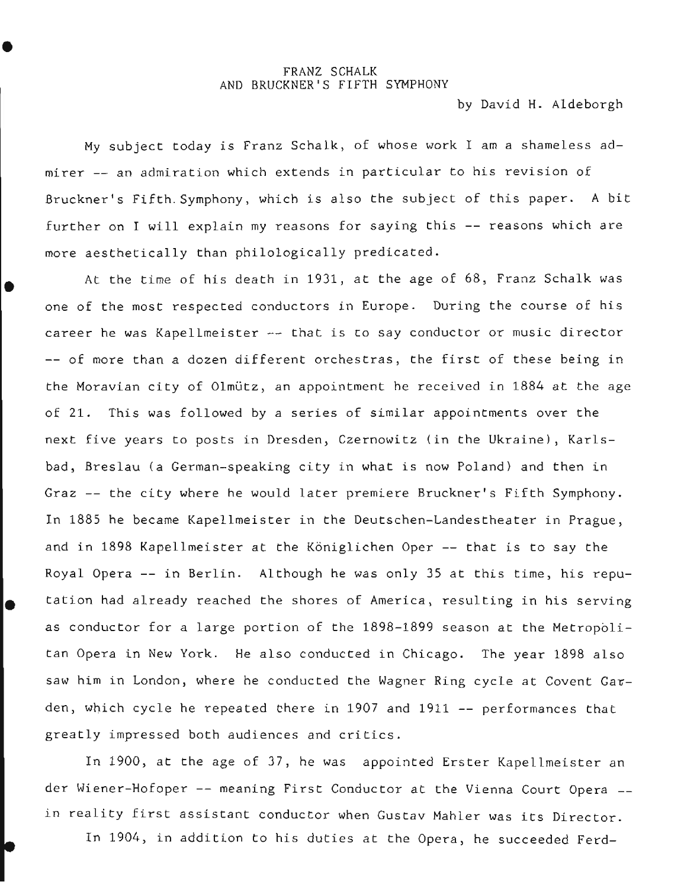# FRANZ SCHALK
# AND BRUCKNER'S FIFTH SYMPHONY

by David H. Aldeborgh

My subject today is Franz Schalk, of whose work I am a shameless admirer -- an admiration which extends in particular to his revision of Bruckner's Fifth Symphony, which is also the subject of this paper. A bit further on I will explain my reasons for saying this -- reasons which are more aesthetically than philologically predicated.

At the time of his death in 1931, at the age of 68, Franz Schalk was one of the most respected conductors in Europe. During the course of his career he was Kapellmeister -- that is to say conductor or music director -- of more than a dozen different orchestras, the first of these being in the Moravian city of Olmütz, an appointment he received in 1884 at the age of 21. This was followed by a series of similar appointments over the next five years to posts in Dresden, Czernowitz (in the Ukraine), Karlsbad, Breslau (a German-speaking city in what is now Poland) and then in Graz -- the city where he would later premiere Bruckner's Fifth Symphony. In 1885 he became Kapellmeister in the Deutschen-Landestheater in Prague, and in 1898 Kapellmeister at the Königlichen Oper -- that is to say the Royal Opera -- in Berlin. Although he was only 35 at this time, his reputation had already reached the shores of America, resulting in his serving as conductor for a large portion of the 1898-1899 season at the Metropolitan Opera in New York. He also conducted in Chicago. The year 1898 also saw him in London, where he conducted the Wagner Ring cycle at Covent Garden, which cycle he repeated there in 1907 and 1911 -- performances that greatly impressed both audiences and critics.

In 1900, at the age of 37, he was appointed Erster Kapellmeister an der Wiener-Hofoper -- meaning First Conductor at the Vienna Court Opera -- in reality first assistant conductor when Gustav Mahler was its Director.

In 1904, in addition to his duties at the Opera, he succeeded Ferd-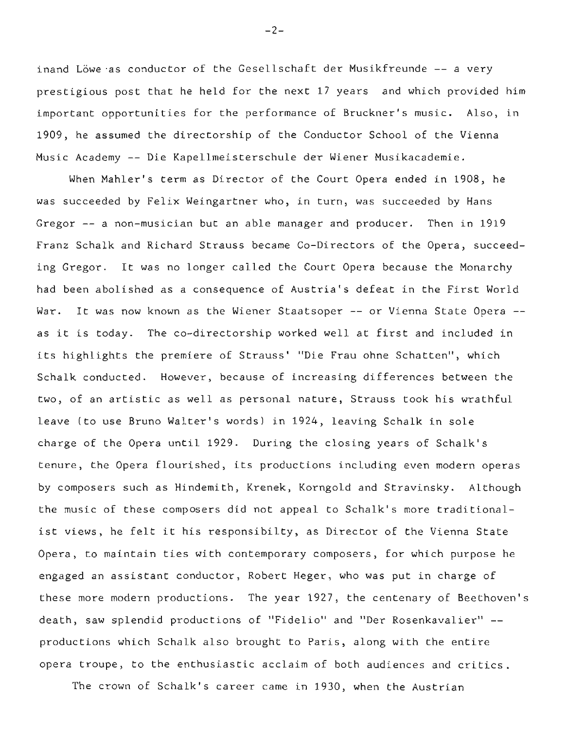inand Löwe as conductor of the Gesellschaft der Musikfreunde -- a very prestigious post that he held for the next 17 years and which provided him important opportunities for the performance of Bruckner's music. Also, in 1909, he assumed the directorship of the Conductor School of the Vienna Music Academy -- Die Kapellmeisterschule der Wiener Musikacademie.

When Mahler's term as Director of the Court Opera ended in 1908, he was succeeded by Felix Weingartner who, in turn, was succeeded by Hans Gregor -- a non-musician but an able manager and producer. Then in 1919 Franz Schalk and Richard Strauss became Co-Directors of the Opera, succeeding Gregor. It was no longer called the Court Opera because the Monarchy had been abolished as a consequence of Austria's defeat in the First World War. It was now known as the Wiener Staatsoper -- or Vienna State Opera -- as it is today. The co-directorship worked well at first and included in its highlights the premiere of Strauss' "Die Frau ohne Schatten", which Schalk conducted. However, because of increasing differences between the two, of an artistic as well as personal nature, Strauss took his wrathful leave (to use Bruno Walter's words) in 1924, leaving Schalk in sole charge of the Opera until 1929. During the closing years of Schalk's tenure, the Opera flourished, its productions including even modern operas by composers such as Hindemith, Krenek, Korngold and Stravinsky. Although the music of these composers did not appeal to Schalk's more traditionalist views, he felt it his responsibilty, as Director of the Vienna State Opera, to maintain ties with contemporary composers, for which purpose he engaged an assistant conductor, Robert Heger, who was put in charge of these more modern productions. The year 1927, the centenary of Beethoven's death, saw splendid productions of "Fidelio" and "Der Rosenkavalier" -- productions which Schalk also brought to Paris, along with the entire opera troupe, to the enthusiastic acclaim of both audiences and critics.

The crown of Schalk's career came in 1930, when the Austrian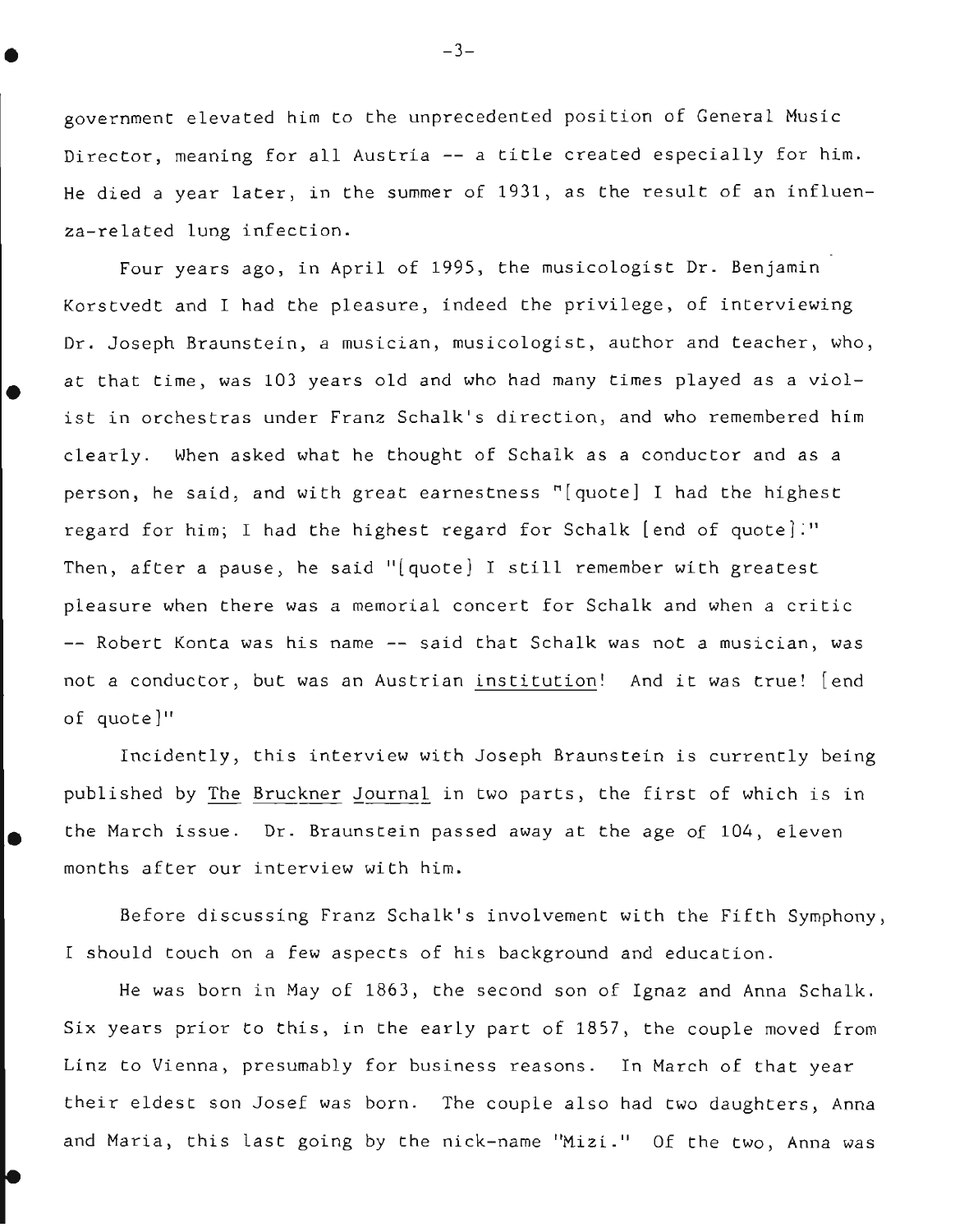government elevated him to the unprecedented position of General Music Director, meaning for all Austria -- a title created especially for him. He died a year later, in the summer of 1931, as the result of an influenza-related lung infection.

Four years ago, in April of 1995, the musicologist Dr. Benjamin Korstvedt and I had the pleasure, indeed the privilege, of interviewing Dr. Joseph Braunstein, a musician, musicologist, author and teacher, who, at that time, was 103 years old and who had many times played as a violist in orchestras under Franz Schalk's direction, and who remembered him clearly. When asked what he thought of Schalk as a conductor and as a person, he said, and with great earnestness "[quote] I had the highest regard for him; I had the highest regard for Schalk [end of quote]." Then, after a pause, he said "[quote] I still remember with greatest pleasure when there was a memorial concert for Schalk and when a critic -- Robert Konta was his name -- said that Schalk was not a musician, was not a conductor, but was an Austrian <u>institution</u>! And it was true! [end of quote]"

Incidently, this interview with Joseph Braunstein is currently being published by <u>The Bruckner Journal</u> in two parts, the first of which is in the March issue. Dr. Braunstein passed away at the age of 104, eleven months after our interview with him.

Before discussing Franz Schalk's involvement with the Fifth Symphony, I should touch on a few aspects of his background and education.

He was born in May of 1863, the second son of Ignaz and Anna Schalk. Six years prior to this, in the early part of 1857, the couple moved from Linz to Vienna, presumably for business reasons. In March of that year their eldest son Josef was born. The couple also had two daughters, Anna and Maria, this last going by the nick-name "Mizi." Of the two, Anna was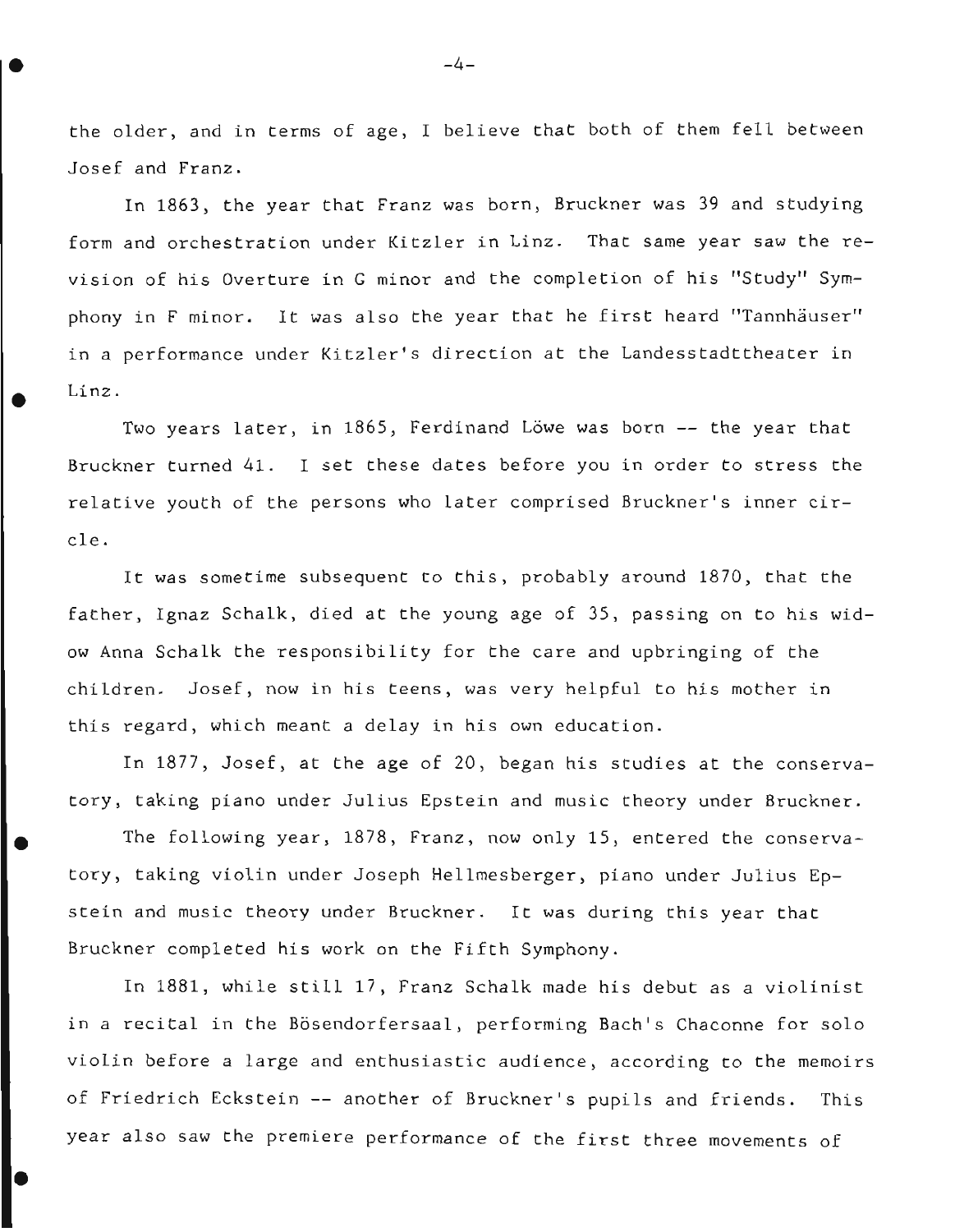the older, and in terms of age, I believe that both of them fell between Josef and Franz.

In 1863, the year that Franz was born, Bruckner was 39 and studying form and orchestration under Kitzler in Linz. That same year saw the revision of his Overture in G minor and the completion of his "Study" Symphony in F minor. It was also the year that he first heard "Tannhäuser" in a performance under Kitzler's direction at the Landesstadttheater in Linz.

Two years later, in 1865, Ferdinand Löwe was born -- the year that Bruckner turned 41. I set these dates before you in order to stress the relative youth of the persons who later comprised Bruckner's inner circle.

It was sometime subsequent to this, probably around 1870, that the father, Ignaz Schalk, died at the young age of 35, passing on to his widow Anna Schalk the responsibility for the care and upbringing of the children. Josef, now in his teens, was very helpful to his mother in this regard, which meant a delay in his own education.

In 1877, Josef, at the age of 20, began his studies at the conservatory, taking piano under Julius Epstein and music theory under Bruckner.

The following year, 1878, Franz, now only 15, entered the conservatory, taking violin under Joseph Hellmesberger, piano under Julius Epstein and music theory under Bruckner. It was during this year that Bruckner completed his work on the Fifth Symphony.

In 1881, while still 17, Franz Schalk made his debut as a violinist in a recital in the Bösendorfersaal, performing Bach's Chaconne for solo violin before a large and enthusiastic audience, according to the memoirs of Friedrich Eckstein -- another of Bruckner's pupils and friends. This year also saw the premiere performance of the first three movements of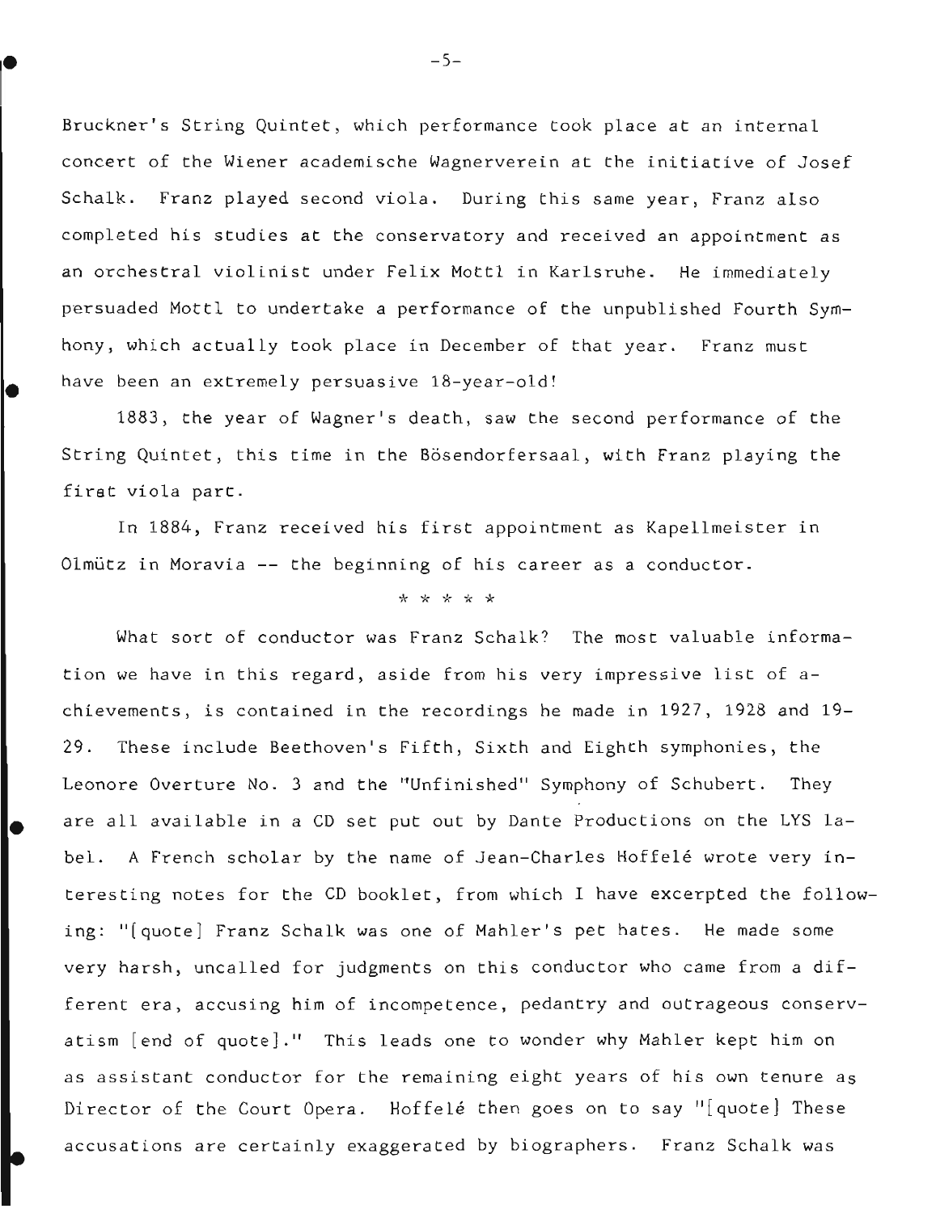Bruckner's String Quintet, which performance took place at an internal concert of the Wiener academische Wagnerverein at the initiative of Josef Schalk. Franz played second viola. During this same year, Franz also completed his studies at the conservatory and received an appointment as an orchestral violinist under Felix Mottl in Karlsruhe. He immediately persuaded Mottl to undertake a performance of the unpublished Fourth Symhony, which actually took place in December of that year. Franz must have been an extremely persuasive 18-year-old!

1883, the year of Wagner's death, saw the second performance of the String Quintet, this time in the Bösendorfersaal, with Franz playing the first viola part.

In 1884, Franz received his first appointment as Kapellmeister in Olmütz in Moravia -- the beginning of his career as a conductor.

\* \* \* \* \*

What sort of conductor was Franz Schalk? The most valuable information we have in this regard, aside from his very impressive list of achievements, is contained in the recordings he made in 1927, 1928 and 1929. These include Beethoven's Fifth, Sixth and Eighth symphonies, the Leonore Overture No. 3 and the "Unfinished" Symphony of Schubert. They are all available in a CD set put out by Dante Productions on the LYS label. A French scholar by the name of Jean-Charles Hoffelé wrote very interesting notes for the CD booklet, from which I have excerpted the following: "[quote] Franz Schalk was one of Mahler's pet hates. He made some very harsh, uncalled for judgments on this conductor who came from a different era, accusing him of incompetence, pedantry and outrageous conservatism [end of quote]." This leads one to wonder why Mahler kept him on as assistant conductor for the remaining eight years of his own tenure as Director of the Court Opera. Hoffelé then goes on to say "[quote] These accusations are certainly exaggerated by biographers. Franz Schalk was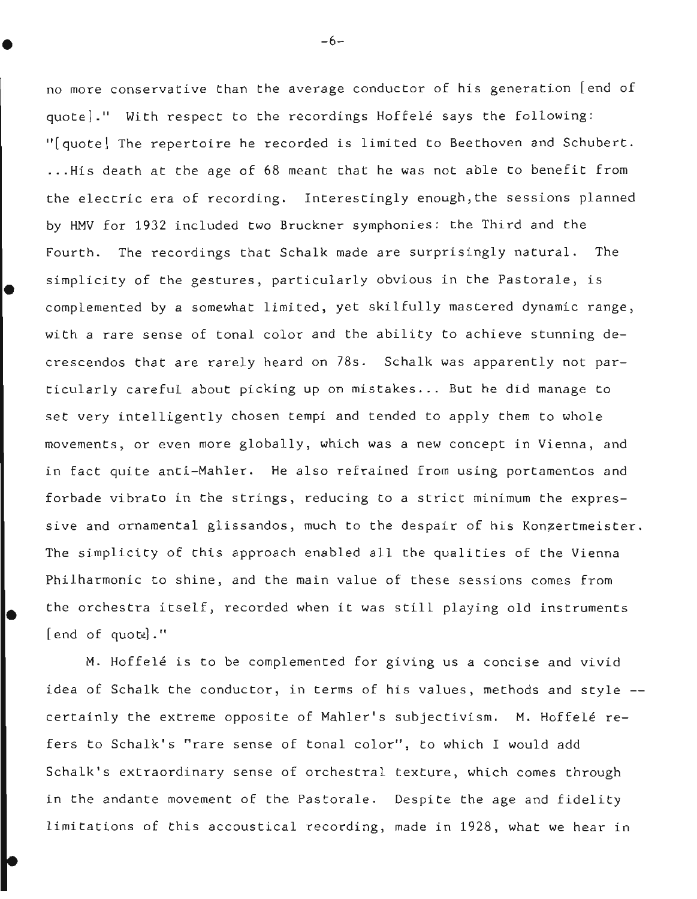no more conservative than the average conductor of his generation [end of quote]." With respect to the recordings Hoffelé says the following: "[quote] The repertoire he recorded is limited to Beethoven and Schubert. ...His death at the age of 68 meant that he was not able to benefit from the electric era of recording. Interestingly enough, the sessions planned by HMV for 1932 included two Bruckner symphonies: the Third and the Fourth. The recordings that Schalk made are surprisingly natural. The simplicity of the gestures, particularly obvious in the Pastorale, is complemented by a somewhat limited, yet skilfully mastered dynamic range, with a rare sense of tonal color and the ability to achieve stunning decrescendos that are rarely heard on 78s. Schalk was apparently not particularly careful about picking up on mistakes... But he did manage to set very intelligently chosen tempi and tended to apply them to whole movements, or even more globally, which was a new concept in Vienna, and in fact quite anti-Mahler. He also refrained from using portamentos and forbade vibrato in the strings, reducing to a strict minimum the expressive and ornamental glissandos, much to the despair of his Konzertmeister. The simplicity of this approach enabled all the qualities of the Vienna Philharmonic to shine, and the main value of these sessions comes from the orchestra itself, recorded when it was still playing old instruments [end of quote]."

M. Hoffelé is to be complemented for giving us a concise and vivid idea of Schalk the conductor, in terms of his values, methods and style -- certainly the extreme opposite of Mahler's subjectivism. M. Hoffelé refers to Schalk's "rare sense of tonal color", to which I would add Schalk's extraordinary sense of orchestral texture, which comes through in the andante movement of the Pastorale. Despite the age and fidelity limitations of this accoustical recording, made in 1928, what we hear in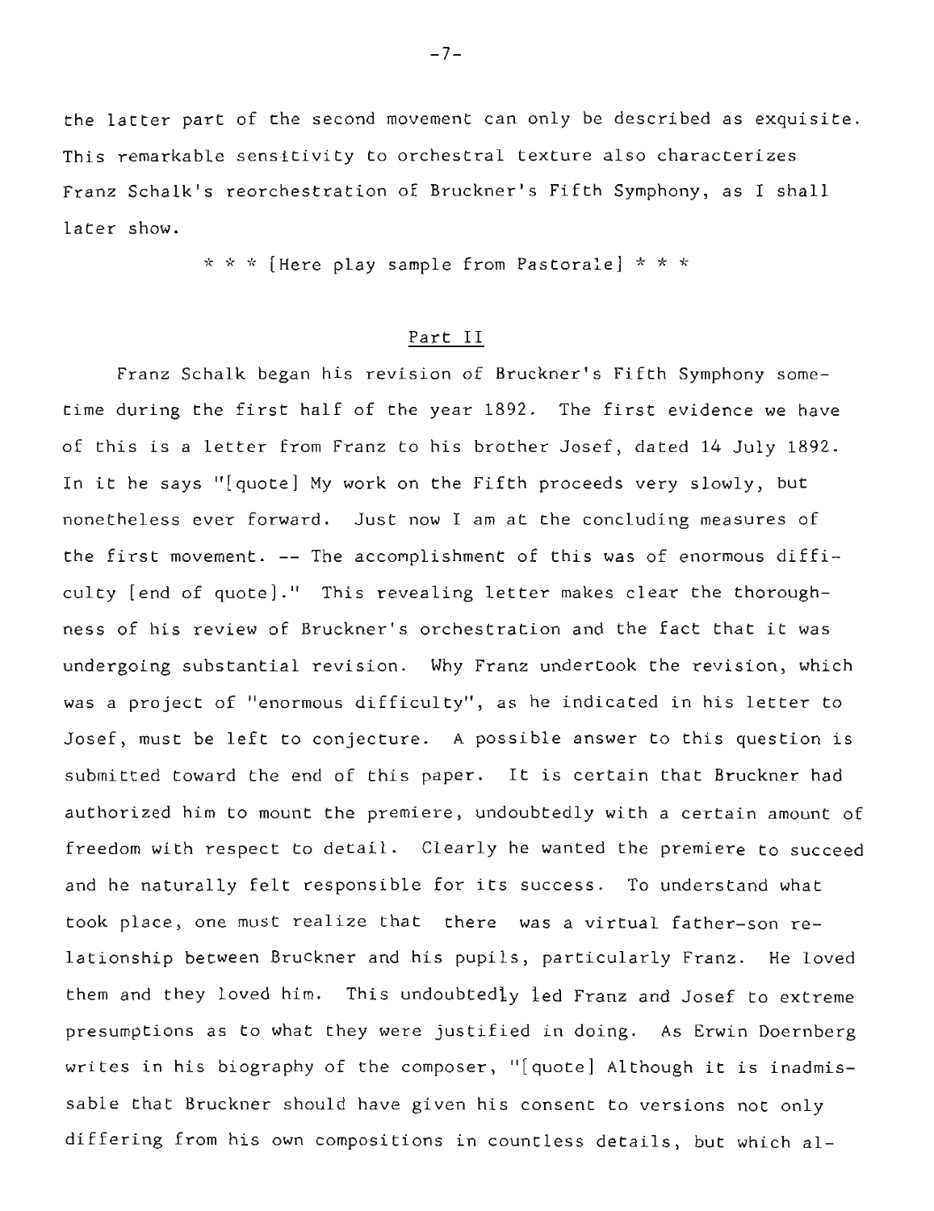the latter part of the second movement can only be described as exquisite. This remarkable sensitivity to orchestral texture also characterizes Franz Schalk's reorchestration of Bruckner's Fifth Symphony, as I shall later show.

\* \* \* [Here play sample from Pastorale] \* \* \*

## Part II

Franz Schalk began his revision of Bruckner's Fifth Symphony sometime during the first half of the year 1892. The first evidence we have of this is a letter from Franz to his brother Josef, dated 14 July 1892. In it he says "[quote] My work on the Fifth proceeds very slowly, but nonetheless ever forward. Just now I am at the concluding measures of the first movement. -- The accomplishment of this was of enormous difficulty [end of quote]." This revealing letter makes clear the thoroughness of his review of Bruckner's orchestration and the fact that it was undergoing substantial revision. Why Franz undertook the revision, which was a project of "enormous difficulty", as he indicated in his letter to Josef, must be left to conjecture. A possible answer to this question is submitted toward the end of this paper. It is certain that Bruckner had authorized him to mount the premiere, undoubtedly with a certain amount of freedom with respect to detail. Clearly he wanted the premiere to succeed and he naturally felt responsible for its success. To understand what took place, one must realize that there was a virtual father-son relationship between Bruckner and his pupils, particularly Franz. He loved them and they loved him. This undoubtedly led Franz and Josef to extreme presumptions as to what they were justified in doing. As Erwin Doernberg writes in his biography of the composer, "[quote] Although it is inadmissable that Bruckner should have given his consent to versions not only differing from his own compositions in countless details, but which al-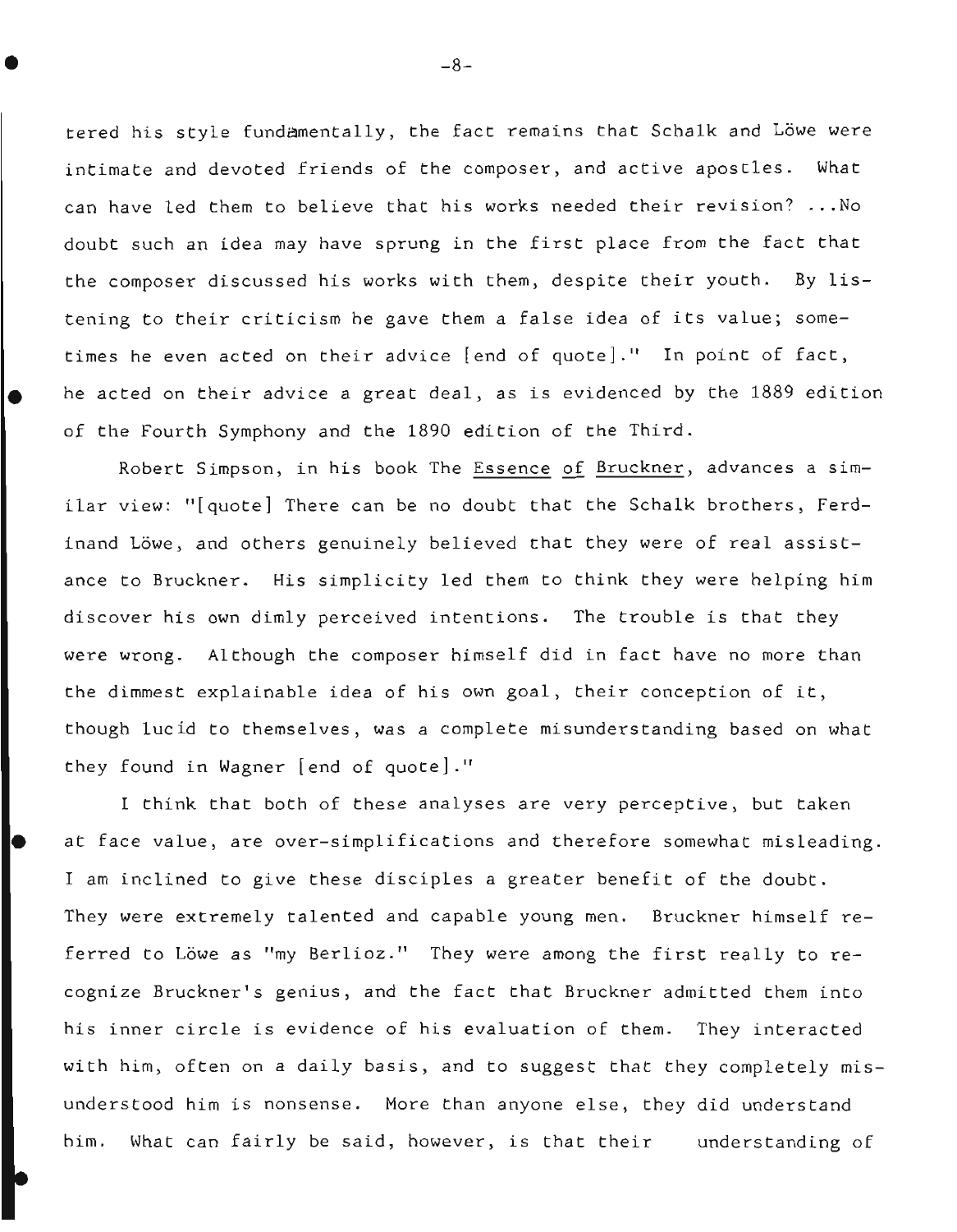tered his style fundamentally, the fact remains that Schalk and Löwe were intimate and devoted friends of the composer, and active apostles. What can have led them to believe that his works needed their revision? ...No doubt such an idea may have sprung in the first place from the fact that the composer discussed his works with them, despite their youth. By listening to their criticism he gave them a false idea of its value; sometimes he even acted on their advice [end of quote]." In point of fact, he acted on their advice a great deal, as is evidenced by the 1889 edition of the Fourth Symphony and the 1890 edition of the Third.

Robert Simpson, in his book The <u>Essence of Bruckner</u>, advances a similar view: "[quote] There can be no doubt that the Schalk brothers, Ferdinand Löwe, and others genuinely believed that they were of real assistance to Bruckner. His simplicity led them to think they were helping him discover his own dimly perceived intentions. The trouble is that they were wrong. Although the composer himself did in fact have no more than the dimmest explainable idea of his own goal, their conception of it, though lucid to themselves, was a complete misunderstanding based on what they found in Wagner [end of quote]."

I think that both of these analyses are very perceptive, but taken at face value, are over-simplifications and therefore somewhat misleading. I am inclined to give these disciples a greater benefit of the doubt. They were extremely talented and capable young men. Bruckner himself referred to Löwe as "my Berlioz." They were among the first really to recognize Bruckner's genius, and the fact that Bruckner admitted them into his inner circle is evidence of his evaluation of them. They interacted with him, often on a daily basis, and to suggest that they completely misunderstood him is nonsense. More than anyone else, they did understand him. What can fairly be said, however, is that their understanding of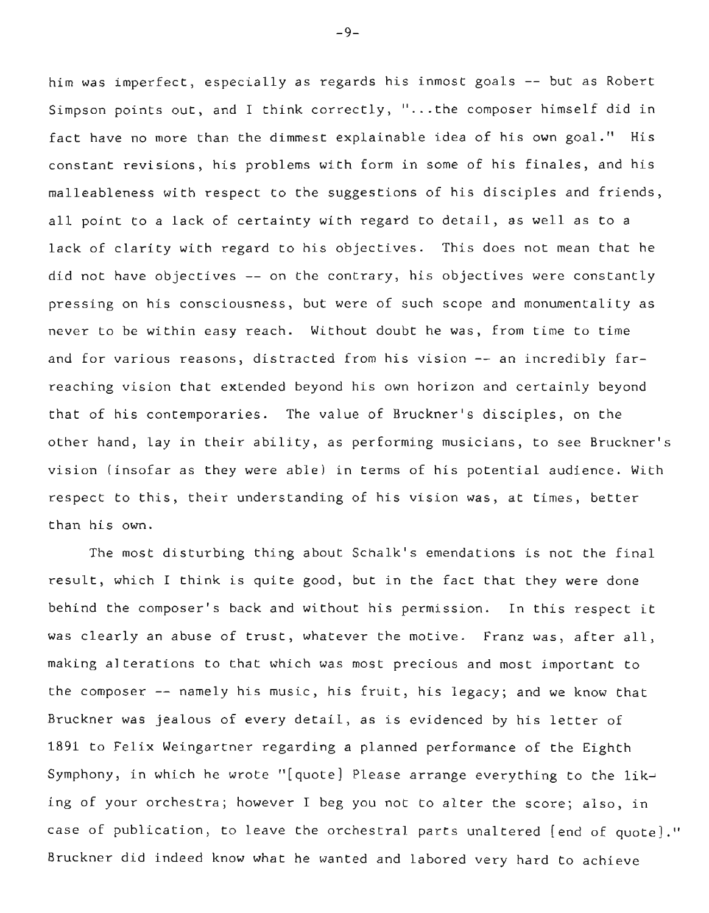him was imperfect, especially as regards his inmost goals -- but as Robert Simpson points out, and I think correctly, "...the composer himself did in fact have no more than the dimmest explainable idea of his own goal." His constant revisions, his problems with form in some of his finales, and his malleableness with respect to the suggestions of his disciples and friends, all point to a lack of certainty with regard to detail, as well as to a lack of clarity with regard to his objectives. This does not mean that he did not have objectives -- on the contrary, his objectives were constantly pressing on his consciousness, but were of such scope and monumentality as never to be within easy reach. Without doubt he was, from time to time and for various reasons, distracted from his vision -- an incredibly far-reaching vision that extended beyond his own horizon and certainly beyond that of his contemporaries. The value of Bruckner's disciples, on the other hand, lay in their ability, as performing musicians, to see Bruckner's vision (insofar as they were able) in terms of his potential audience. With respect to this, their understanding of his vision was, at times, better than his own.

The most disturbing thing about Schalk's emendations is not the final result, which I think is quite good, but in the fact that they were done behind the composer's back and without his permission. In this respect it was clearly an abuse of trust, whatever the motive. Franz was, after all, making alterations to that which was most precious and most important to the composer -- namely his music, his fruit, his legacy; and we know that Bruckner was jealous of every detail, as is evidenced by his letter of 1891 to Felix Weingartner regarding a planned performance of the Eighth Symphony, in which he wrote "[quote] Please arrange everything to the liking of your orchestra; however I beg you not to alter the score; also, in case of publication, to leave the orchestral parts unaltered [end of quote]." Bruckner did indeed know what he wanted and labored very hard to achieve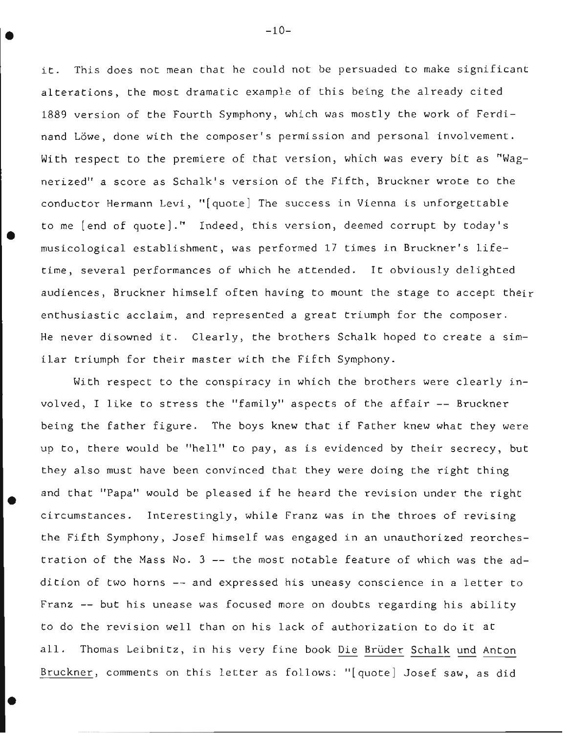it. This does not mean that he could not be persuaded to make significant alterations, the most dramatic example of this being the already cited 1889 version of the Fourth Symphony, which was mostly the work of Ferdinand Löwe, done with the composer's permission and personal involvement. With respect to the premiere of that version, which was every bit as "Wagnerized" a score as Schalk's version of the Fifth, Bruckner wrote to the conductor Hermann Levi, "[quote] The success in Vienna is unforgettable to me [end of quote]." Indeed, this version, deemed corrupt by today's musicological establishment, was performed 17 times in Bruckner's lifetime, several performances of which he attended. It obviously delighted audiences, Bruckner himself often having to mount the stage to accept their enthusiastic acclaim, and represented a great triumph for the composer. He never disowned it. Clearly, the brothers Schalk hoped to create a similar triumph for their master with the Fifth Symphony.

With respect to the conspiracy in which the brothers were clearly involved, I like to stress the "family" aspects of the affair -- Bruckner being the father figure. The boys knew that if Father knew what they were up to, there would be "hell" to pay, as is evidenced by their secrecy, but they also must have been convinced that they were doing the right thing and that "Papa" would be pleased if he heard the revision under the right circumstances. Interestingly, while Franz was in the throes of revising the Fifth Symphony, Josef himself was engaged in an unauthorized reorchestration of the Mass No. 3 -- the most notable feature of which was the addition of two horns -- and expressed his uneasy conscience in a letter to Franz -- but his unease was focused more on doubts regarding his ability to do the revision well than on his lack of authorization to do it at all. Thomas Leibnitz, in his very fine book <u>Die Brüder Schalk und Anton Bruckner</u>, comments on this letter as follows: "[quote] Josef saw, as did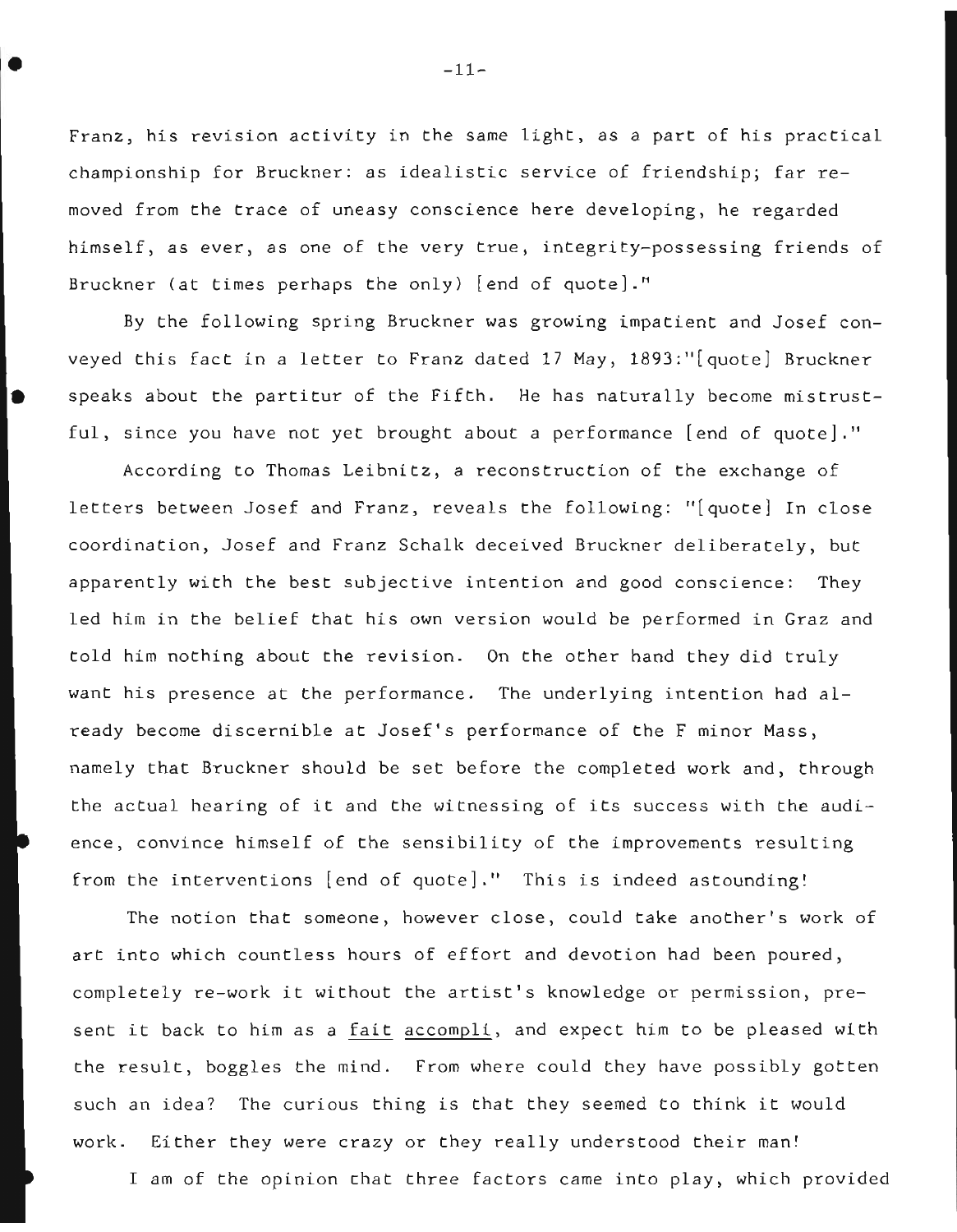Franz, his revision activity in the same light, as a part of his practical championship for Bruckner: as idealistic service of friendship; far removed from the trace of uneasy conscience here developing, he regarded himself, as ever, as one of the very true, integrity-possessing friends of Bruckner (at times perhaps the only) [end of quote]."

By the following spring Bruckner was growing impatient and Josef conveyed this fact in a letter to Franz dated 17 May, 1893:"[quote] Bruckner speaks about the partitur of the Fifth. He has naturally become mistrustful, since you have not yet brought about a performance [end of quote]."

According to Thomas Leibnitz, a reconstruction of the exchange of letters between Josef and Franz, reveals the following: "[quote] In close coordination, Josef and Franz Schalk deceived Bruckner deliberately, but apparently with the best subjective intention and good conscience: They led him in the belief that his own version would be performed in Graz and told him nothing about the revision. On the other hand they did truly want his presence at the performance. The underlying intention had already become discernible at Josef's performance of the F minor Mass, namely that Bruckner should be set before the completed work and, through the actual hearing of it and the witnessing of its success with the audience, convince himself of the sensibility of the improvements resulting from the interventions [end of quote]." This is indeed astounding!

The notion that someone, however close, could take another's work of art into which countless hours of effort and devotion had been poured, completely re-work it without the artist's knowledge or permission, present it back to him as a *fait accompli*, and expect him to be pleased with the result, boggles the mind. From where could they have possibly gotten such an idea? The curious thing is that they seemed to think it would work. Either they were crazy or they really understood their man!

I am of the opinion that three factors came into play, which provided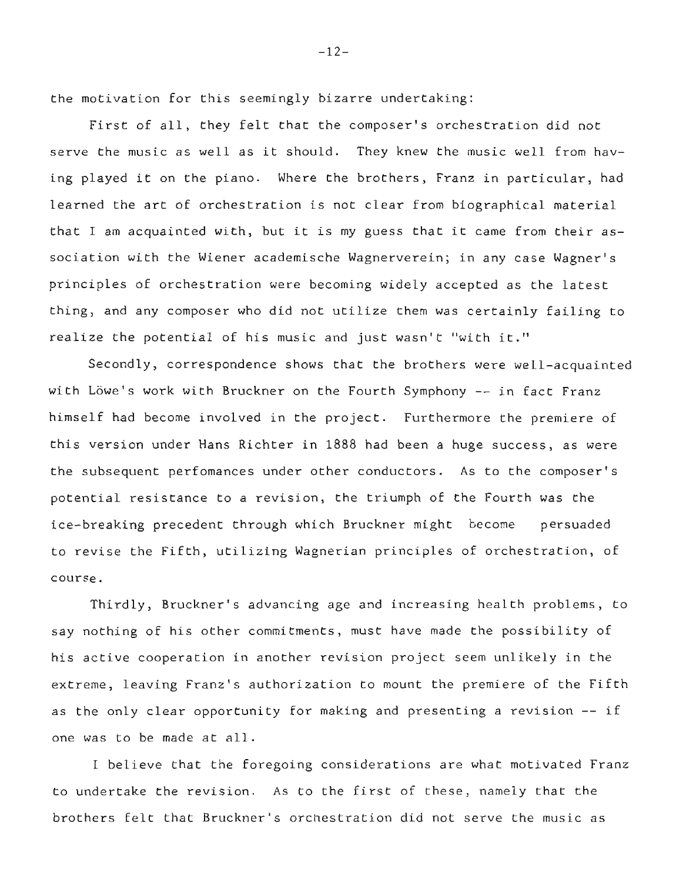the motivation for this seemingly bizarre undertaking:

First of all, they felt that the composer's orchestration did not serve the music as well as it should. They knew the music well from having played it on the piano. Where the brothers, Franz in particular, had learned the art of orchestration is not clear from biographical material that I am acquainted with, but it is my guess that it came from their association with the Wiener academische Wagnerverein; in any case Wagner's principles of orchestration were becoming widely accepted as the latest thing, and any composer who did not utilize them was certainly failing to realize the potential of his music and just wasn't "with it."

Secondly, correspondence shows that the brothers were well-acquainted with Löwe's work with Bruckner on the Fourth Symphony -- in fact Franz himself had become involved in the project. Furthermore the premiere of this version under Hans Richter in 1888 had been a huge success, as were the subsequent perfomances under other conductors. As to the composer's potential resistance to a revision, the triumph of the Fourth was the ice-breaking precedent through which Bruckner might become persuaded to revise the Fifth, utilizing Wagnerian principles of orchestration, of course.

Thirdly, Bruckner's advancing age and increasing health problems, to say nothing of his other commitments, must have made the possibility of his active cooperation in another revision project seem unlikely in the extreme, leaving Franz's authorization to mount the premiere of the Fifth as the only clear opportunity for making and presenting a revision -- if one was to be made at all.

I believe that the foregoing considerations are what motivated Franz to undertake the revision. As to the first of these, namely that the brothers felt that Bruckner's orchestration did not serve the music as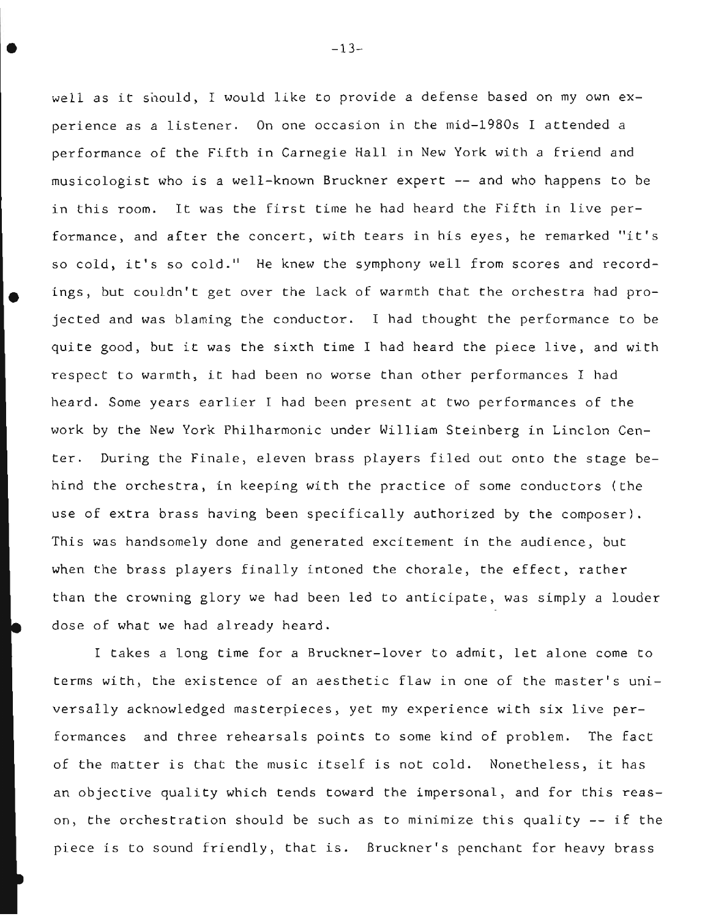well as it should, I would like to provide a defense based on my own experience as a listener. On one occasion in the mid-1980s I attended a performance of the Fifth in Carnegie Hall in New York with a friend and musicologist who is a well-known Bruckner expert -- and who happens to be in this room. It was the first time he had heard the Fifth in live performance, and after the concert, with tears in his eyes, he remarked "it's so cold, it's so cold." He knew the symphony well from scores and recordings, but couldn't get over the lack of warmth that the orchestra had projected and was blaming the conductor. I had thought the performance to be quite good, but it was the sixth time I had heard the piece live, and with respect to warmth, it had been no worse than other performances I had heard. Some years earlier I had been present at two performances of the work by the New York Philharmonic under William Steinberg in Linclon Center. During the Finale, eleven brass players filed out onto the stage behind the orchestra, in keeping with the practice of some conductors (the use of extra brass having been specifically authorized by the composer). This was handsomely done and generated excitement in the audience, but when the brass players finally intoned the chorale, the effect, rather than the crowning glory we had been led to anticipate, was simply a louder dose of what we had already heard.

I takes a long time for a Bruckner-lover to admit, let alone come to terms with, the existence of an aesthetic flaw in one of the master's universally acknowledged masterpieces, yet my experience with six live performances and three rehearsals points to some kind of problem. The fact of the matter is that the music itself is not cold. Nonetheless, it has an objective quality which tends toward the impersonal, and for this reason, the orchestration should be such as to minimize this quality -- if the piece is to sound friendly, that is. Bruckner's penchant for heavy brass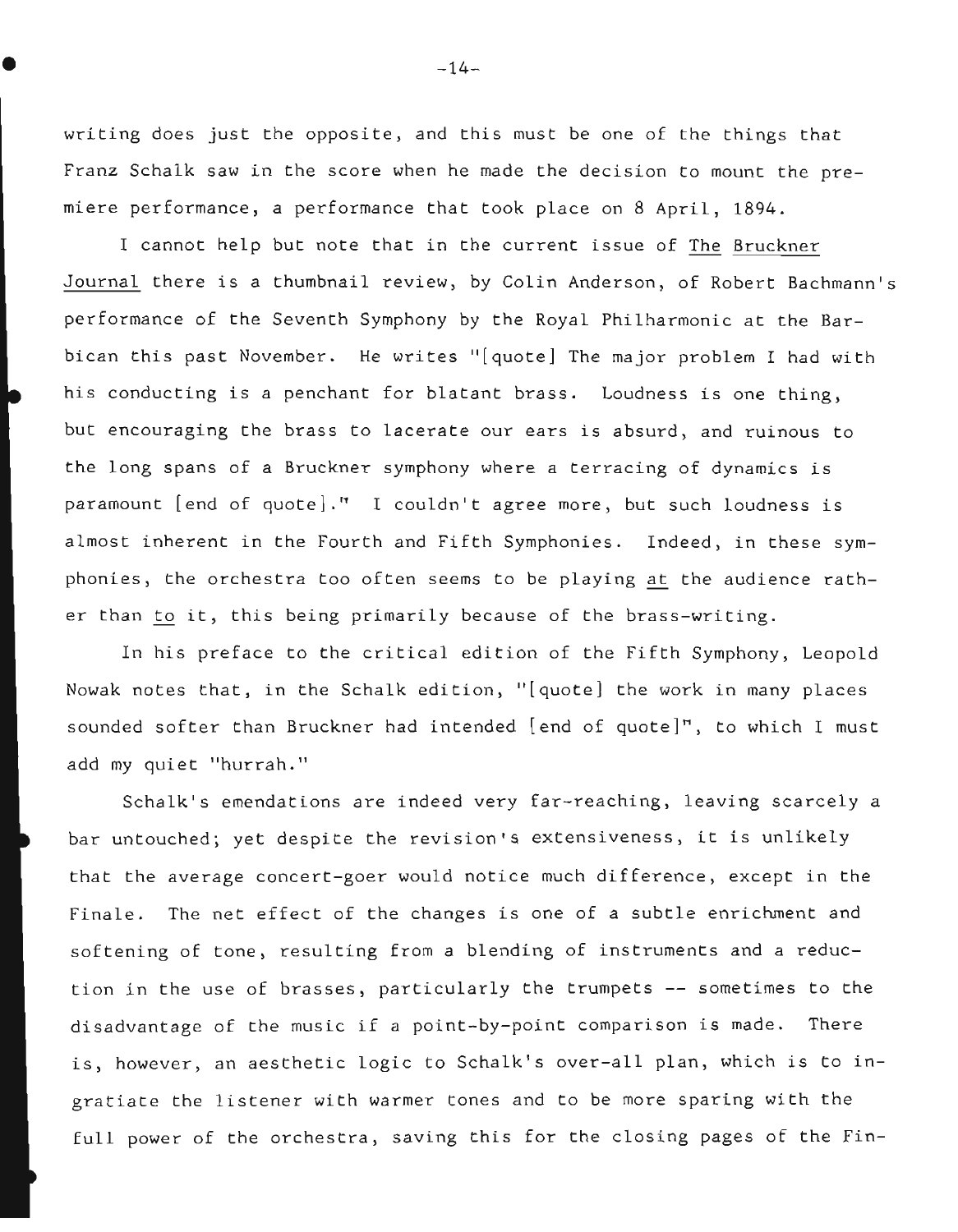writing does just the opposite, and this must be one of the things that Franz Schalk saw in the score when he made the decision to mount the premiere performance, a performance that took place on 8 April, 1894.

I cannot help but note that in the current issue of The Bruckner Journal there is a thumbnail review, by Colin Anderson, of Robert Bachmann's performance of the Seventh Symphony by the Royal Philharmonic at the Barbican this past November. He writes "[quote] The major problem I had with his conducting is a penchant for blatant brass. Loudness is one thing, but encouraging the brass to lacerate our ears is absurd, and ruinous to the long spans of a Bruckner symphony where a terracing of dynamics is paramount [end of quote]." I couldn't agree more, but such loudness is almost inherent in the Fourth and Fifth Symphonies. Indeed, in these symphonies, the orchestra too often seems to be playing _at_ the audience rather than _to_ it, this being primarily because of the brass-writing.

In his preface to the critical edition of the Fifth Symphony, Leopold Nowak notes that, in the Schalk edition, "[quote] the work in many places sounded softer than Bruckner had intended [end of quote]", to which I must add my quiet "hurrah."

Schalk's emendations are indeed very far-reaching, leaving scarcely a bar untouched; yet despite the revision's extensiveness, it is unlikely that the average concert-goer would notice much difference, except in the Finale. The net effect of the changes is one of a subtle enrichment and softening of tone, resulting from a blending of instruments and a reduction in the use of brasses, particularly the trumpets -- sometimes to the disadvantage of the music if a point-by-point comparison is made. There is, however, an aesthetic logic to Schalk's over-all plan, which is to ingratiate the listener with warmer tones and to be more sparing with the full power of the orchestra, saving this for the closing pages of the Fin-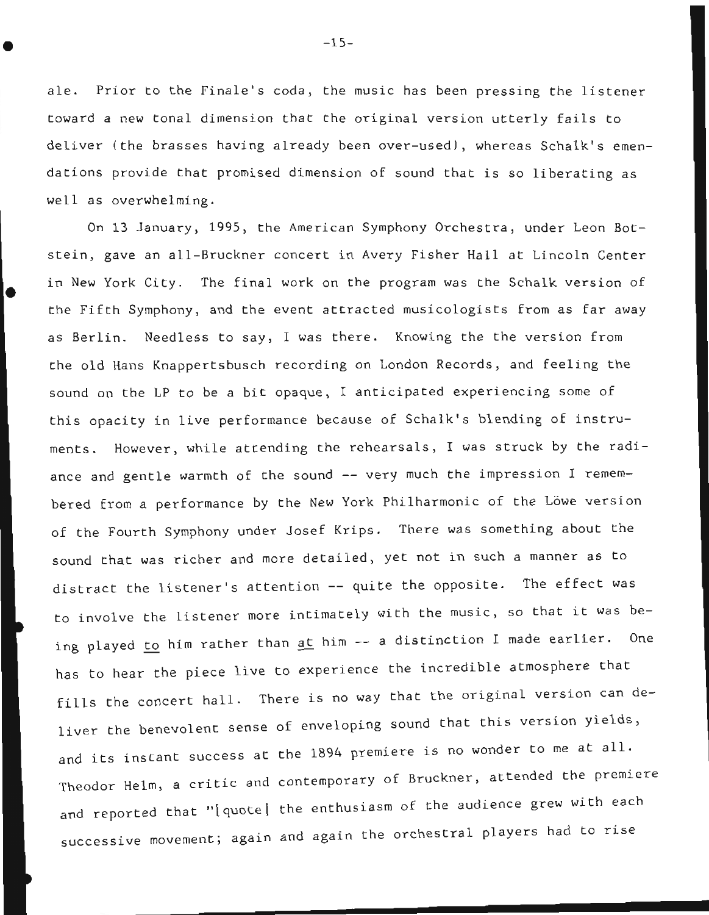ale. Prior to the Finale's coda, the music has been pressing the listener toward a new tonal dimension that the original version utterly fails to deliver (the brasses having already been over-used), whereas Schalk's emendations provide that promised dimension of sound that is so liberating as well as overwhelming.

On 13 January, 1995, the American Symphony Orchestra, under Leon Botstein, gave an all-Bruckner concert in Avery Fisher Hall at Lincoln Center in New York City. The final work on the program was the Schalk version of the Fifth Symphony, and the event attracted musicologists from as far away as Berlin. Needless to say, I was there. Knowing the the version from the old Hans Knappertsbusch recording on London Records, and feeling the sound on the LP to be a bit opaque, I anticipated experiencing some of this opacity in live performance because of Schalk's blending of instruments. However, while attending the rehearsals, I was struck by the radiance and gentle warmth of the sound -- very much the impression I remembered from a performance by the New York Philharmonic of the Löwe version of the Fourth Symphony under Josef Krips. There was something about the sound that was richer and more detailed, yet not in such a manner as to distract the listener's attention -- quite the opposite. The effect was to involve the listener more intimately with the music, so that it was being played <u>to</u> him rather than <u>at</u> him -- a distinction I made earlier. One has to hear the piece live to experience the incredible atmosphere that fills the concert hall. There is no way that the original version can deliver the benevolent sense of enveloping sound that this version yields, and its instant success at the 1894 premiere is no wonder to me at all. Theodor Helm, a critic and contemporary of Bruckner, attended the premiere and reported that "[quote] the enthusiasm of the audience grew with each successive movement; again and again the orchestral players had to rise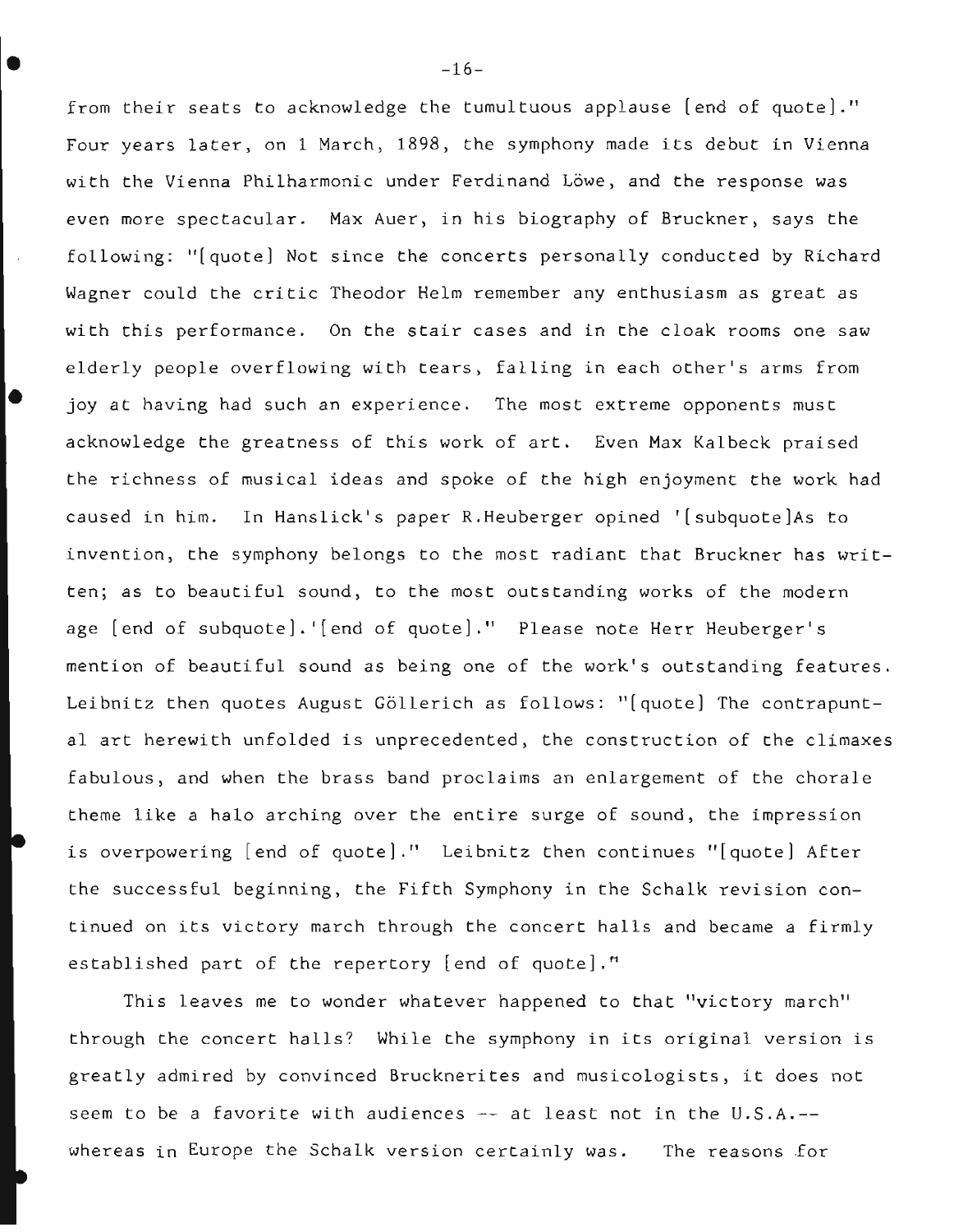from their seats to acknowledge the tumultuous applause [end of quote]." Four years later, on 1 March, 1898, the symphony made its debut in Vienna with the Vienna Philharmonic under Ferdinand Löwe, and the response was even more spectacular. Max Auer, in his biography of Bruckner, says the following: "[quote] Not since the concerts personally conducted by Richard Wagner could the critic Theodor Helm remember any enthusiasm as great as with this performance. On the stair cases and in the cloak rooms one saw elderly people overflowing with tears, falling in each other's arms from joy at having had such an experience. The most extreme opponents must acknowledge the greatness of this work of art. Even Max Kalbeck praised the richness of musical ideas and spoke of the high enjoyment the work had caused in him. In Hanslick's paper R.Heuberger opined '[subquote]As to invention, the symphony belongs to the most radiant that Bruckner has written; as to beautiful sound, to the most outstanding works of the modern age [end of subquote].'[end of quote]." Please note Herr Heuberger's mention of beautiful sound as being one of the work's outstanding features. Leibnitz then quotes August Göllerich as follows: "[quote] The contrapuntal art herewith unfolded is unprecedented, the construction of the climaxes fabulous, and when the brass band proclaims an enlargement of the chorale theme like a halo arching over the entire surge of sound, the impression is overpowering [end of quote]." Leibnitz then continues "[quote] After the successful beginning, the Fifth Symphony in the Schalk revision continued on its victory march through the concert halls and became a firmly established part of the repertory [end of quote]."

This leaves me to wonder whatever happened to that "victory march" through the concert halls? While the symphony in its original version is greatly admired by convinced Brucknerites and musicologists, it does not seem to be a favorite with audiences -- at least not in the U.S.A.-- whereas in Europe the Schalk version certainly was. The reasons for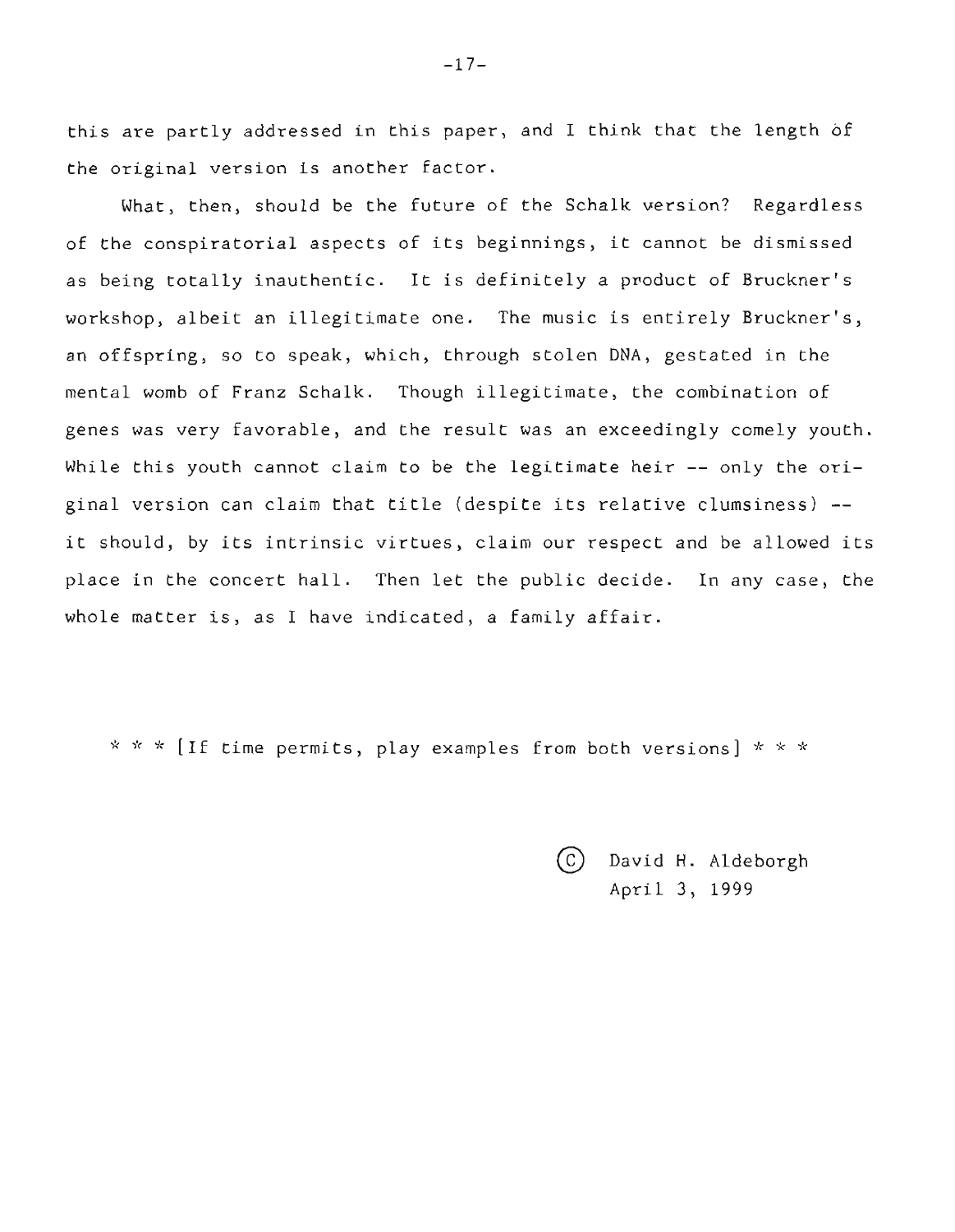this are partly addressed in this paper, and I think that the length of the original version is another factor.

What, then, should be the future of the Schalk version? Regardless of the conspiratorial aspects of its beginnings, it cannot be dismissed as being totally inauthentic. It is definitely a product of Bruckner's workshop, albeit an illegitimate one. The music is entirely Bruckner's, an offspring, so to speak, which, through stolen DNA, gestated in the mental womb of Franz Schalk. Though illegitimate, the combination of genes was very favorable, and the result was an exceedingly comely youth. While this youth cannot claim to be the legitimate heir -- only the original version can claim that title (despite its relative clumsiness) -- it should, by its intrinsic virtues, claim our respect and be allowed its place in the concert hall. Then let the public decide. In any case, the whole matter is, as I have indicated, a family affair.

* * * [If time permits, play examples from both versions] * * *

© David H. Aldeborgh
April 3, 1999